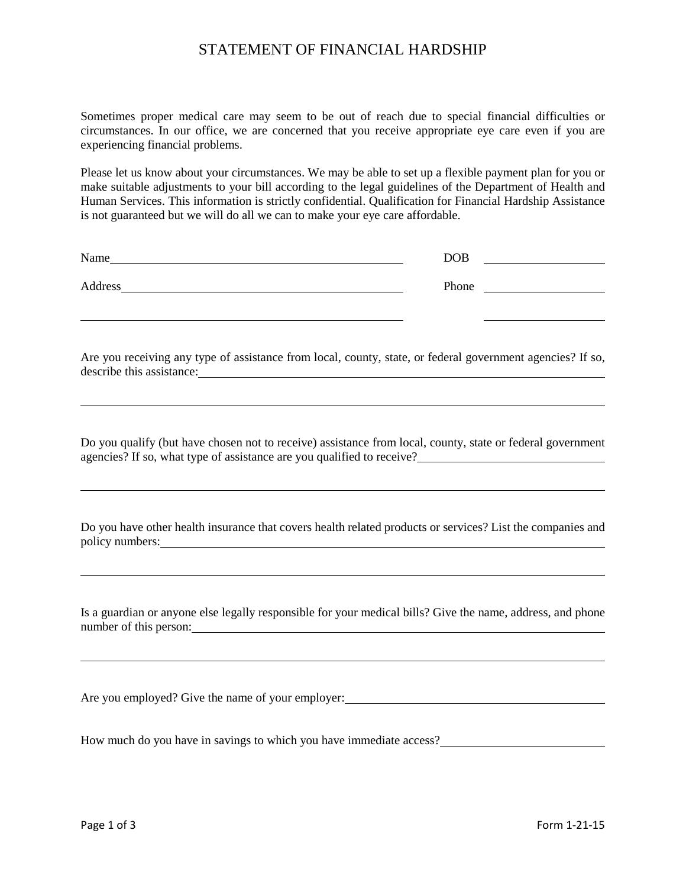# STATEMENT OF FINANCIAL HARDSHIP

Sometimes proper medical care may seem to be out of reach due to special financial difficulties or circumstances. In our office, we are concerned that you receive appropriate eye care even if you are experiencing financial problems.

Please let us know about your circumstances. We may be able to set up a flexible payment plan for you or make suitable adjustments to your bill according to the legal guidelines of the Department of Health and Human Services. This information is strictly confidential. Qualification for Financial Hardship Assistance is not guaranteed but we will do all we can to make your eye care affordable.

Name_______________________________________________ DOB ____________________

Address_____________________________________________ Phone ____________________

____________________________________________________ ____________________

Are you receiving any type of assistance from local, county, state, or federal government agencies? If so, describe this assistance:_______________________________________________________________

_____________________________________________________________________________________

Do you qualify (but have chosen not to receive) assistance from local, county, state or federal government agencies? If so, what type of assistance are you qualified to receive?______________________________

_____________________________________________________________________________________

Do you have other health insurance that covers health related products or services? List the companies and policy numbers:_______________________________________________________________________

_____________________________________________________________________________________

Is a guardian or anyone else legally responsible for your medical bills? Give the name, address, and phone number of this person:________________________________________________________________

_____________________________________________________________________________________

Are you employed? Give the name of your employer:___________________________________________

How much do you have in savings to which you have immediate access?___________________________

Form 1-21-15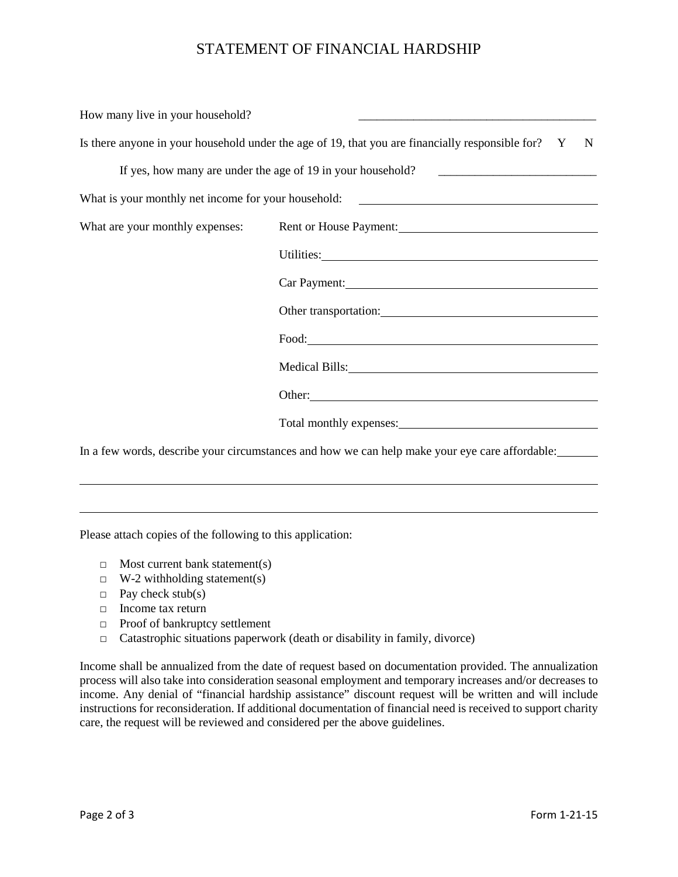# STATEMENT OF FINANCIAL HARDSHIP

How many live in your household? ________________________________________

Is there anyone in your household under the age of 19, that you are financially responsible for? Y N

If yes, how many are under the age of 19 in your household? __________________________

What is your monthly net income for your household: ________________________________________

What are your monthly expenses:

- Rent or House Payment: ________________________________
- Utilities: ________________________________
- Car Payment: ________________________________
- Other transportation: ________________________________
- Food: ________________________________
- Medical Bills: ________________________________
- Other: ________________________________
- Total monthly expenses: ________________________________

In a few words, describe your circumstances and how we can help make your eye care affordable: _______

________________________________________________________________________________

________________________________________________________________________________

Please attach copies of the following to this application:

- □ Most current bank statement(s)
- □ W-2 withholding statement(s)
- □ Pay check stub(s)
- □ Income tax return
- □ Proof of bankruptcy settlement
- □ Catastrophic situations paperwork (death or disability in family, divorce)

Income shall be annualized from the date of request based on documentation provided. The annualization process will also take into consideration seasonal employment and temporary increases and/or decreases to income. Any denial of "financial hardship assistance" discount request will be written and will include instructions for reconsideration. If additional documentation of financial need is received to support charity care, the request will be reviewed and considered per the above guidelines.

Form 1-21-15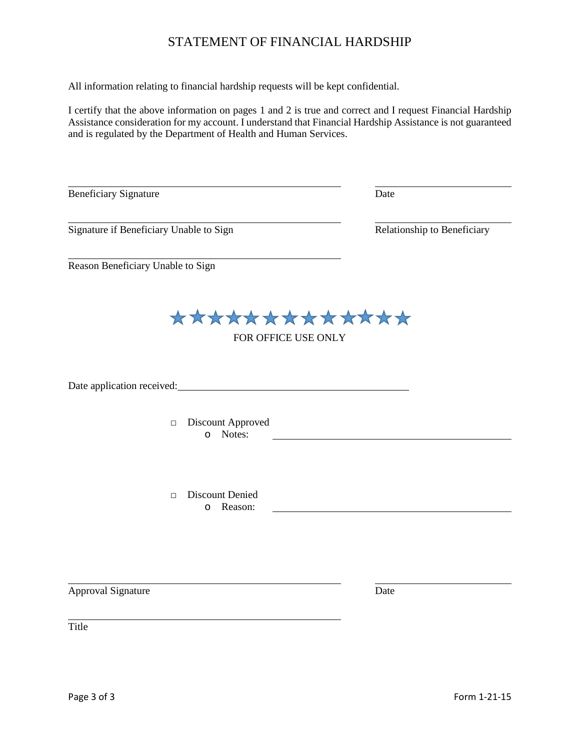# STATEMENT OF FINANCIAL HARDSHIP

All information relating to financial hardship requests will be kept confidential.

I certify that the above information on pages 1 and 2 is true and correct and I request Financial Hardship Assistance consideration for my account. I understand that Financial Hardship Assistance is not guaranteed and is regulated by the Department of Health and Human Services.

\_\_\_\_\_\_\_\_\_\_\_\_\_\_\_\_\_\_\_\_\_\_\_\_\_\_\_\_\_\_\_\_\_\_\_\_\_\_\_\_ \_\_\_\_\_\_\_\_\_\_\_\_\_\_\_\_\_\_\_\_
Beneficiary Signature Date

\_\_\_\_\_\_\_\_\_\_\_\_\_\_\_\_\_\_\_\_\_\_\_\_\_\_\_\_\_\_\_\_\_\_\_\_\_\_\_\_ \_\_\_\_\_\_\_\_\_\_\_\_\_\_\_\_\_\_\_\_
Signature if Beneficiary Unable to Sign Relationship to Beneficiary

\_\_\_\_\_\_\_\_\_\_\_\_\_\_\_\_\_\_\_\_\_\_\_\_\_\_\_\_\_\_\_\_\_\_\_\_\_\_\_\_
Reason Beneficiary Unable to Sign

★★★★★★★★★★★★★

FOR OFFICE USE ONLY

Date application received: \_\_\_\_\_\_\_\_\_\_\_\_\_\_\_\_\_\_\_\_\_\_\_\_\_\_\_\_\_\_\_\_\_\_\_\_

- ☐ Discount Approved
  - Notes: \_\_\_\_\_\_\_\_\_\_\_\_\_\_\_\_\_\_\_\_\_\_\_\_\_\_\_\_\_\_\_\_\_\_\_\_

- ☐ Discount Denied
  - Reason: \_\_\_\_\_\_\_\_\_\_\_\_\_\_\_\_\_\_\_\_\_\_\_\_\_\_\_\_\_\_\_\_\_\_\_\_

\_\_\_\_\_\_\_\_\_\_\_\_\_\_\_\_\_\_\_\_\_\_\_\_\_\_\_\_\_\_\_\_\_\_\_\_\_\_\_\_ \_\_\_\_\_\_\_\_\_\_\_\_\_\_\_\_\_\_\_\_
Approval Signature Date

\_\_\_\_\_\_\_\_\_\_\_\_\_\_\_\_\_\_\_\_\_\_\_\_\_\_\_\_\_\_\_\_\_\_\_\_\_\_\_\_
Title

Form 1-21-15